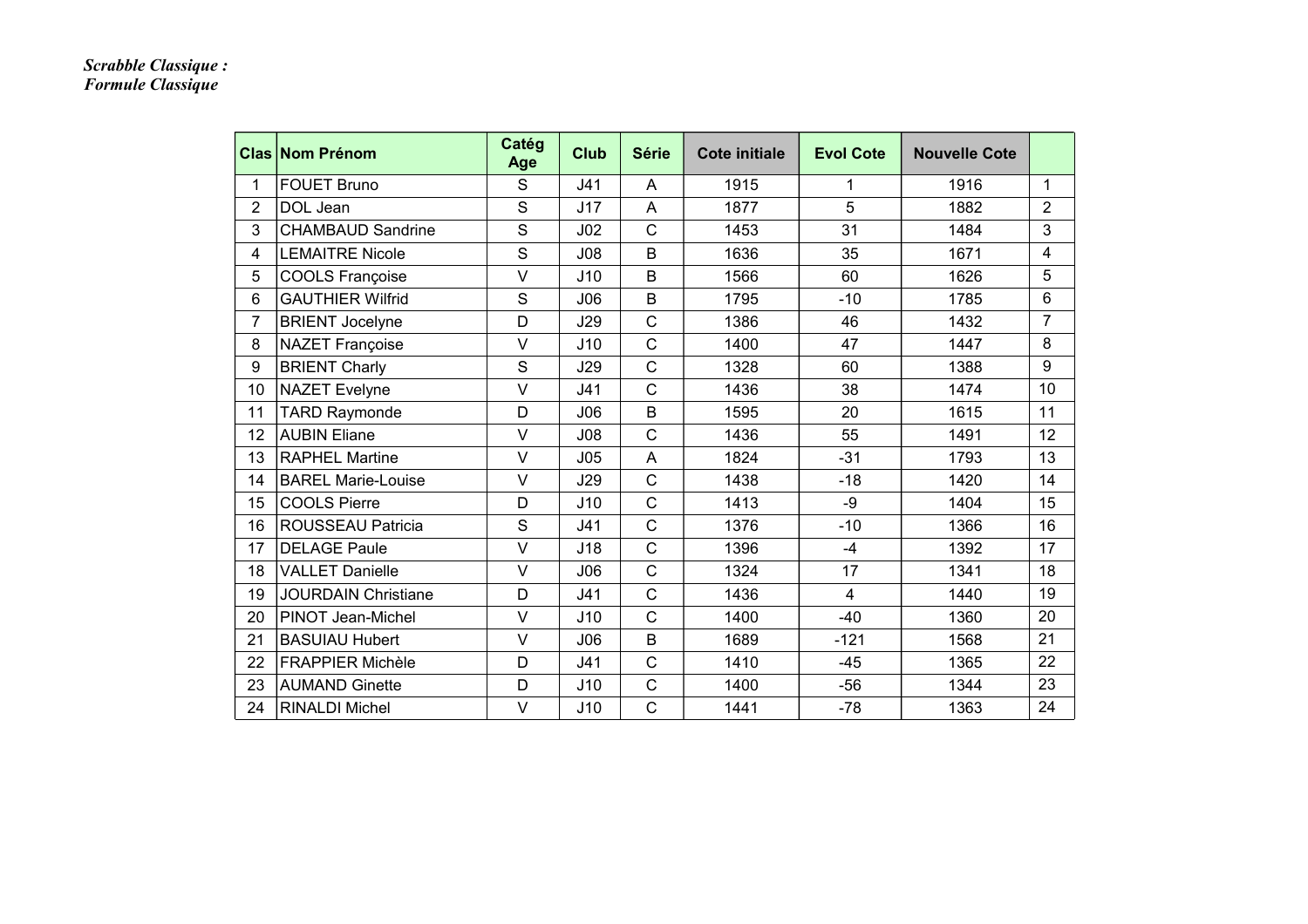***Scrabble Classique :***
***Formule Classique***

| Clas | Nom Prénom | Catég Age | Club | Série | Cote initiale | Evol Cote | Nouvelle Cote | |
|---|---|---|---|---|---|---|---|---|
| 1 | FOUET Bruno | S | J41 | A | 1915 | 1 | 1916 | 1 |
| 2 | DOL Jean | S | J17 | A | 1877 | 5 | 1882 | 2 |
| 3 | CHAMBAUD Sandrine | S | J02 | C | 1453 | 31 | 1484 | 3 |
| 4 | LEMAITRE Nicole | S | J08 | B | 1636 | 35 | 1671 | 4 |
| 5 | COOLS Françoise | V | J10 | B | 1566 | 60 | 1626 | 5 |
| 6 | GAUTHIER Wilfrid | S | J06 | B | 1795 | -10 | 1785 | 6 |
| 7 | BRIENT Jocelyne | D | J29 | C | 1386 | 46 | 1432 | 7 |
| 8 | NAZET Françoise | V | J10 | C | 1400 | 47 | 1447 | 8 |
| 9 | BRIENT Charly | S | J29 | C | 1328 | 60 | 1388 | 9 |
| 10 | NAZET Evelyne | V | J41 | C | 1436 | 38 | 1474 | 10 |
| 11 | TARD Raymonde | D | J06 | B | 1595 | 20 | 1615 | 11 |
| 12 | AUBIN Eliane | V | J08 | C | 1436 | 55 | 1491 | 12 |
| 13 | RAPHEL Martine | V | J05 | A | 1824 | -31 | 1793 | 13 |
| 14 | BAREL Marie-Louise | V | J29 | C | 1438 | -18 | 1420 | 14 |
| 15 | COOLS Pierre | D | J10 | C | 1413 | -9 | 1404 | 15 |
| 16 | ROUSSEAU Patricia | S | J41 | C | 1376 | -10 | 1366 | 16 |
| 17 | DELAGE Paule | V | J18 | C | 1396 | -4 | 1392 | 17 |
| 18 | VALLET Danielle | V | J06 | C | 1324 | 17 | 1341 | 18 |
| 19 | JOURDAIN Christiane | D | J41 | C | 1436 | 4 | 1440 | 19 |
| 20 | PINOT Jean-Michel | V | J10 | C | 1400 | -40 | 1360 | 20 |
| 21 | BASUIAU Hubert | V | J06 | B | 1689 | -121 | 1568 | 21 |
| 22 | FRAPPIER Michèle | D | J41 | C | 1410 | -45 | 1365 | 22 |
| 23 | AUMAND Ginette | D | J10 | C | 1400 | -56 | 1344 | 23 |
| 24 | RINALDI Michel | V | J10 | C | 1441 | -78 | 1363 | 24 |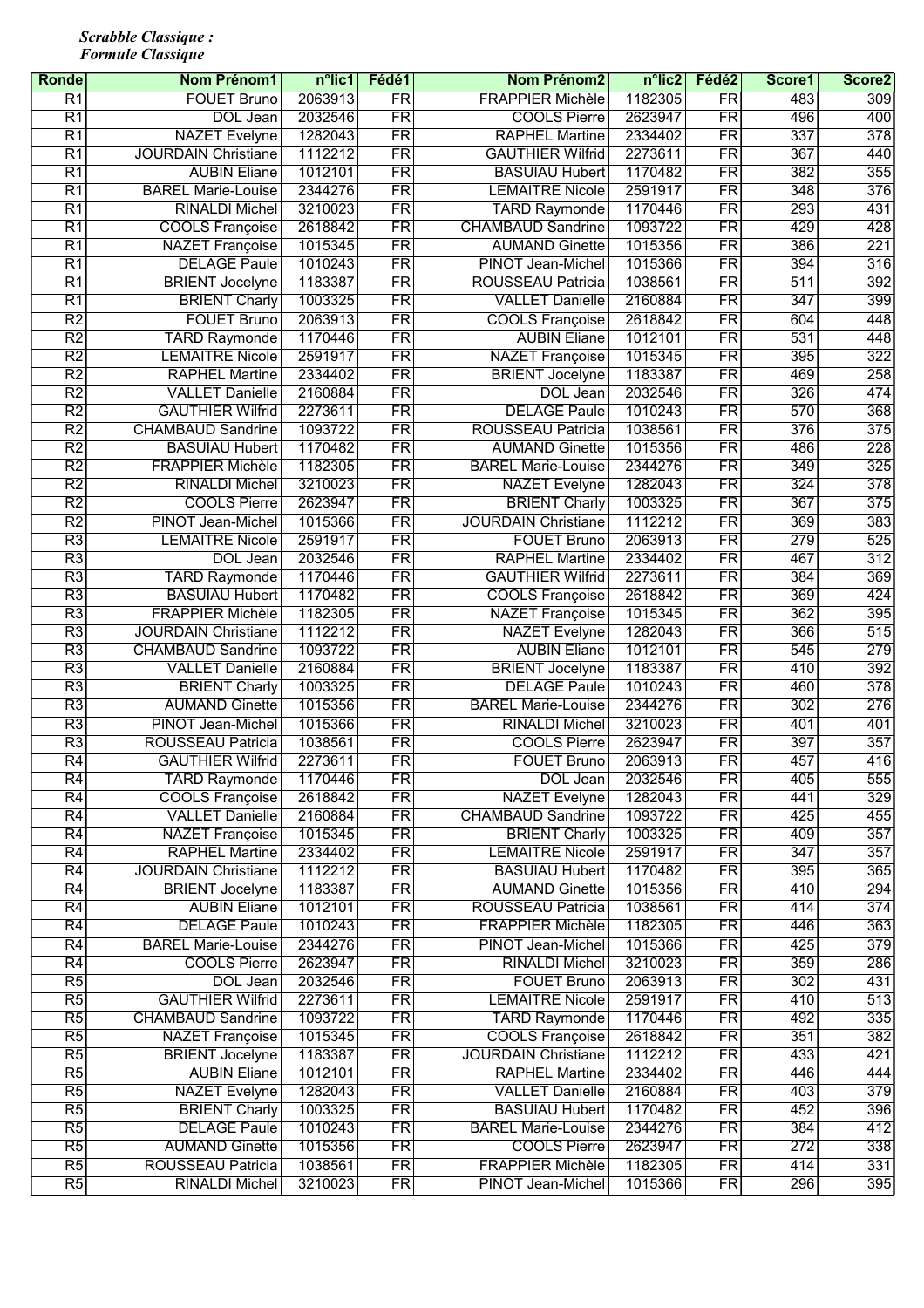*Scrabble Classique :*
*Formule Classique*

| Ronde | Nom Prénom1 | n°lic1 | Fédé1 | Nom Prénom2 | n°lic2 | Fédé2 | Score1 | Score2 |
|---|---|---|---|---|---|---|---|---|
| R1 | FOUET Bruno | 2063913 | FR | FRAPPIER Michèle | 1182305 | FR | 483 | 309 |
| R1 | DOL Jean | 2032546 | FR | COOLS Pierre | 2623947 | FR | 496 | 400 |
| R1 | NAZET Evelyne | 1282043 | FR | RAPHEL Martine | 2334402 | FR | 337 | 378 |
| R1 | JOURDAIN Christiane | 1112212 | FR | GAUTHIER Wilfrid | 2273611 | FR | 367 | 440 |
| R1 | AUBIN Eliane | 1012101 | FR | BASUIAU Hubert | 1170482 | FR | 382 | 355 |
| R1 | BAREL Marie-Louise | 2344276 | FR | LEMAITRE Nicole | 2591917 | FR | 348 | 376 |
| R1 | RINALDI Michel | 3210023 | FR | TARD Raymonde | 1170446 | FR | 293 | 431 |
| R1 | COOLS Françoise | 2618842 | FR | CHAMBAUD Sandrine | 1093722 | FR | 429 | 428 |
| R1 | NAZET Françoise | 1015345 | FR | AUMAND Ginette | 1015356 | FR | 386 | 221 |
| R1 | DELAGE Paule | 1010243 | FR | PINOT Jean-Michel | 1015366 | FR | 394 | 316 |
| R1 | BRIENT Jocelyne | 1183387 | FR | ROUSSEAU Patricia | 1038561 | FR | 511 | 392 |
| R1 | BRIENT Charly | 1003325 | FR | VALLET Danielle | 2160884 | FR | 347 | 399 |
| R2 | FOUET Bruno | 2063913 | FR | COOLS Françoise | 2618842 | FR | 604 | 448 |
| R2 | TARD Raymonde | 1170446 | FR | AUBIN Eliane | 1012101 | FR | 531 | 448 |
| R2 | LEMAITRE Nicole | 2591917 | FR | NAZET Françoise | 1015345 | FR | 395 | 322 |
| R2 | RAPHEL Martine | 2334402 | FR | BRIENT Jocelyne | 1183387 | FR | 469 | 258 |
| R2 | VALLET Danielle | 2160884 | FR | DOL Jean | 2032546 | FR | 326 | 474 |
| R2 | GAUTHIER Wilfrid | 2273611 | FR | DELAGE Paule | 1010243 | FR | 570 | 368 |
| R2 | CHAMBAUD Sandrine | 1093722 | FR | ROUSSEAU Patricia | 1038561 | FR | 376 | 375 |
| R2 | BASUIAU Hubert | 1170482 | FR | AUMAND Ginette | 1015356 | FR | 486 | 228 |
| R2 | FRAPPIER Michèle | 1182305 | FR | BAREL Marie-Louise | 2344276 | FR | 349 | 325 |
| R2 | RINALDI Michel | 3210023 | FR | NAZET Evelyne | 1282043 | FR | 324 | 378 |
| R2 | COOLS Pierre | 2623947 | FR | BRIENT Charly | 1003325 | FR | 367 | 375 |
| R2 | PINOT Jean-Michel | 1015366 | FR | JOURDAIN Christiane | 1112212 | FR | 369 | 383 |
| R3 | LEMAITRE Nicole | 2591917 | FR | FOUET Bruno | 2063913 | FR | 279 | 525 |
| R3 | DOL Jean | 2032546 | FR | RAPHEL Martine | 2334402 | FR | 467 | 312 |
| R3 | TARD Raymonde | 1170446 | FR | GAUTHIER Wilfrid | 2273611 | FR | 384 | 369 |
| R3 | BASUIAU Hubert | 1170482 | FR | COOLS Françoise | 2618842 | FR | 369 | 424 |
| R3 | FRAPPIER Michèle | 1182305 | FR | NAZET Françoise | 1015345 | FR | 362 | 395 |
| R3 | JOURDAIN Christiane | 1112212 | FR | NAZET Evelyne | 1282043 | FR | 366 | 515 |
| R3 | CHAMBAUD Sandrine | 1093722 | FR | AUBIN Eliane | 1012101 | FR | 545 | 279 |
| R3 | VALLET Danielle | 2160884 | FR | BRIENT Jocelyne | 1183387 | FR | 410 | 392 |
| R3 | BRIENT Charly | 1003325 | FR | DELAGE Paule | 1010243 | FR | 460 | 378 |
| R3 | AUMAND Ginette | 1015356 | FR | BAREL Marie-Louise | 2344276 | FR | 302 | 276 |
| R3 | PINOT Jean-Michel | 1015366 | FR | RINALDI Michel | 3210023 | FR | 401 | 401 |
| R3 | ROUSSEAU Patricia | 1038561 | FR | COOLS Pierre | 2623947 | FR | 397 | 357 |
| R4 | GAUTHIER Wilfrid | 2273611 | FR | FOUET Bruno | 2063913 | FR | 457 | 416 |
| R4 | TARD Raymonde | 1170446 | FR | DOL Jean | 2032546 | FR | 405 | 555 |
| R4 | COOLS Françoise | 2618842 | FR | NAZET Evelyne | 1282043 | FR | 441 | 329 |
| R4 | VALLET Danielle | 2160884 | FR | CHAMBAUD Sandrine | 1093722 | FR | 425 | 455 |
| R4 | NAZET Françoise | 1015345 | FR | BRIENT Charly | 1003325 | FR | 409 | 357 |
| R4 | RAPHEL Martine | 2334402 | FR | LEMAITRE Nicole | 2591917 | FR | 347 | 357 |
| R4 | JOURDAIN Christiane | 1112212 | FR | BASUIAU Hubert | 1170482 | FR | 395 | 365 |
| R4 | BRIENT Jocelyne | 1183387 | FR | AUMAND Ginette | 1015356 | FR | 410 | 294 |
| R4 | AUBIN Eliane | 1012101 | FR | ROUSSEAU Patricia | 1038561 | FR | 414 | 374 |
| R4 | DELAGE Paule | 1010243 | FR | FRAPPIER Michèle | 1182305 | FR | 446 | 363 |
| R4 | BAREL Marie-Louise | 2344276 | FR | PINOT Jean-Michel | 1015366 | FR | 425 | 379 |
| R4 | COOLS Pierre | 2623947 | FR | RINALDI Michel | 3210023 | FR | 359 | 286 |
| R5 | DOL Jean | 2032546 | FR | FOUET Bruno | 2063913 | FR | 302 | 431 |
| R5 | GAUTHIER Wilfrid | 2273611 | FR | LEMAITRE Nicole | 2591917 | FR | 410 | 513 |
| R5 | CHAMBAUD Sandrine | 1093722 | FR | TARD Raymonde | 1170446 | FR | 492 | 335 |
| R5 | NAZET Françoise | 1015345 | FR | COOLS Françoise | 2618842 | FR | 351 | 382 |
| R5 | BRIENT Jocelyne | 1183387 | FR | JOURDAIN Christiane | 1112212 | FR | 433 | 421 |
| R5 | AUBIN Eliane | 1012101 | FR | RAPHEL Martine | 2334402 | FR | 446 | 444 |
| R5 | NAZET Evelyne | 1282043 | FR | VALLET Danielle | 2160884 | FR | 403 | 379 |
| R5 | BRIENT Charly | 1003325 | FR | BASUIAU Hubert | 1170482 | FR | 452 | 396 |
| R5 | DELAGE Paule | 1010243 | FR | BAREL Marie-Louise | 2344276 | FR | 384 | 412 |
| R5 | AUMAND Ginette | 1015356 | FR | COOLS Pierre | 2623947 | FR | 272 | 338 |
| R5 | ROUSSEAU Patricia | 1038561 | FR | FRAPPIER Michèle | 1182305 | FR | 414 | 331 |
| R5 | RINALDI Michel | 3210023 | FR | PINOT Jean-Michel | 1015366 | FR | 296 | 395 |